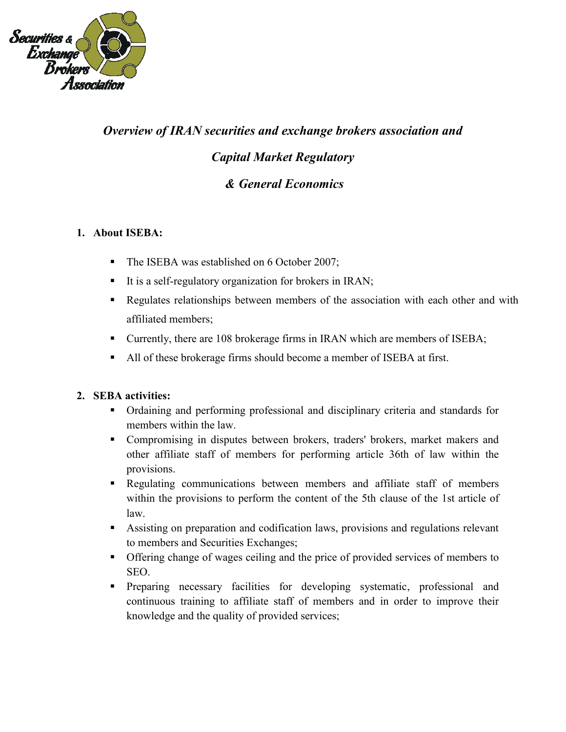*Overview of IRAN securities and exchange brokers association and*

*Capital Market Regulatory*

*& General Economics*

## 1. About ISEBA:

- The ISEBA was established on 6 October 2007;
- It is a self-regulatory organization for brokers in IRAN;
- Regulates relationships between members of the association with each other and with affiliated members;
- Currently, there are 108 brokerage firms in IRAN which are members of ISEBA;
- All of these brokerage firms should become a member of ISEBA at first.

## 2. SEBA activities:

- Ordaining and performing professional and disciplinary criteria and standards for members within the law.
- Compromising in disputes between brokers, traders' brokers, market makers and other affiliate staff of members for performing article 36th of law within the provisions.
- Regulating communications between members and affiliate staff of members within the provisions to perform the content of the 5th clause of the 1st article of law.
- Assisting on preparation and codification laws, provisions and regulations relevant to members and Securities Exchanges;
- Offering change of wages ceiling and the price of provided services of members to SEO.
- Preparing necessary facilities for developing systematic, professional and continuous training to affiliate staff of members and in order to improve their knowledge and the quality of provided services;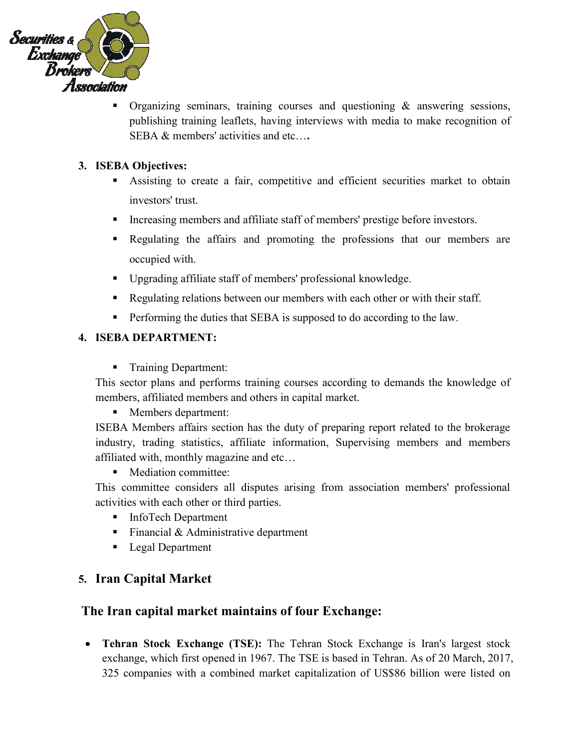- Organizing seminars, training courses and questioning & answering sessions, publishing training leaflets, having interviews with media to make recognition of SEBA & members' activities and etc….

**3. ISEBA Objectives:**

- Assisting to create a fair, competitive and efficient securities market to obtain investors' trust.
- Increasing members and affiliate staff of members' prestige before investors.
- Regulating the affairs and promoting the professions that our members are occupied with.
- Upgrading affiliate staff of members' professional knowledge.
- Regulating relations between our members with each other or with their staff.
- Performing the duties that SEBA is supposed to do according to the law.

**4. ISEBA DEPARTMENT:**

- Training Department:

This sector plans and performs training courses according to demands the knowledge of members, affiliated members and others in capital market.

- Members department:

ISEBA Members affairs section has the duty of preparing report related to the brokerage industry, trading statistics, affiliate information, Supervising members and members affiliated with, monthly magazine and etc…

- Mediation committee:

This committee considers all disputes arising from association members' professional activities with each other or third parties.

- InfoTech Department
- Financial & Administrative department
- Legal Department

## 5. Iran Capital Market

## The Iran capital market maintains of four Exchange:

- **Tehran Stock Exchange (TSE):** The Tehran Stock Exchange is Iran's largest stock exchange, which first opened in 1967. The TSE is based in Tehran. As of 20 March, 2017, 325 companies with a combined market capitalization of US$86 billion were listed on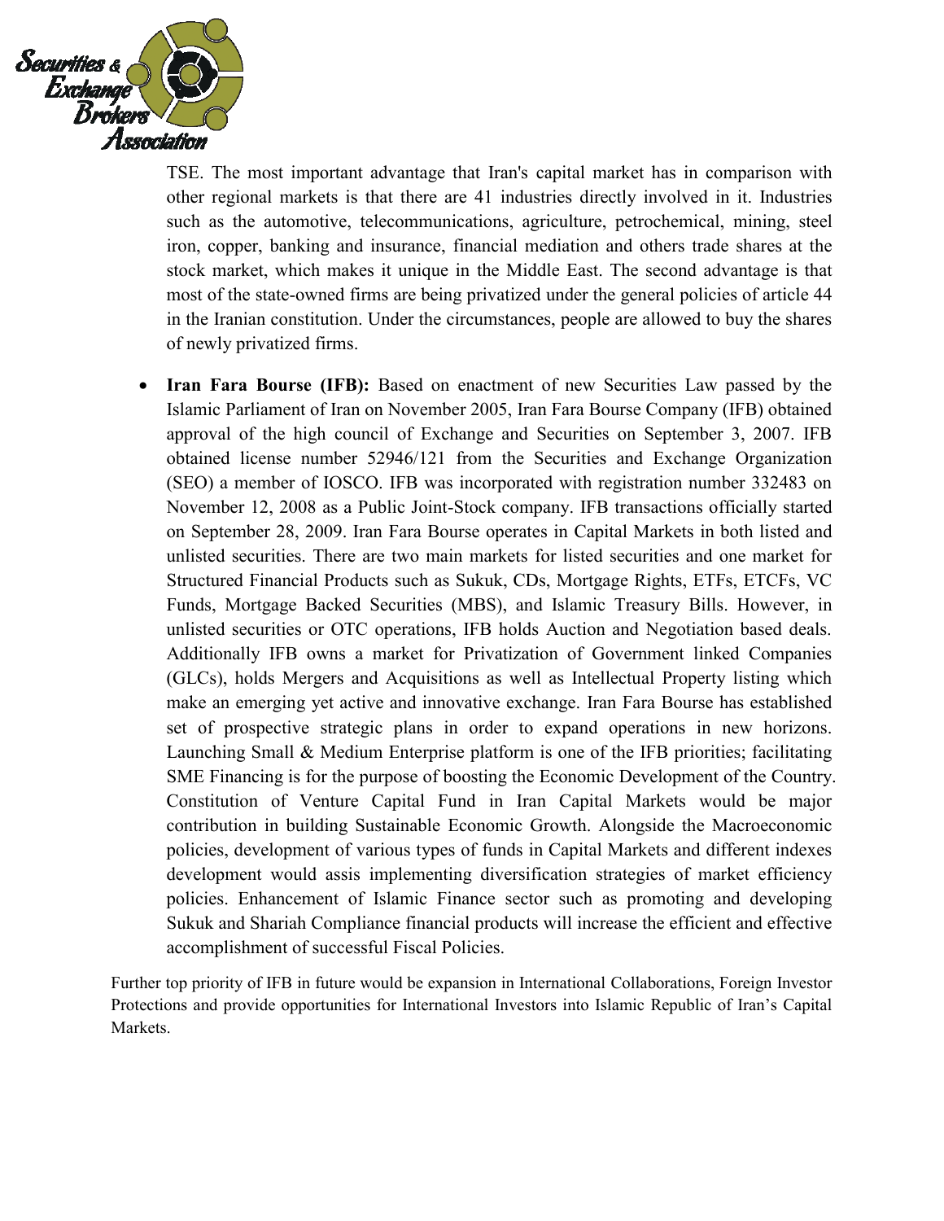TSE. The most important advantage that Iran's capital market has in comparison with other regional markets is that there are 41 industries directly involved in it. Industries such as the automotive, telecommunications, agriculture, petrochemical, mining, steel iron, copper, banking and insurance, financial mediation and others trade shares at the stock market, which makes it unique in the Middle East. The second advantage is that most of the state-owned firms are being privatized under the general policies of article 44 in the Iranian constitution. Under the circumstances, people are allowed to buy the shares of newly privatized firms.

- **Iran Fara Bourse (IFB):** Based on enactment of new Securities Law passed by the Islamic Parliament of Iran on November 2005, Iran Fara Bourse Company (IFB) obtained approval of the high council of Exchange and Securities on September 3, 2007. IFB obtained license number 52946/121 from the Securities and Exchange Organization (SEO) a member of IOSCO. IFB was incorporated with registration number 332483 on November 12, 2008 as a Public Joint-Stock company. IFB transactions officially started on September 28, 2009. Iran Fara Bourse operates in Capital Markets in both listed and unlisted securities. There are two main markets for listed securities and one market for Structured Financial Products such as Sukuk, CDs, Mortgage Rights, ETFs, ETCFs, VC Funds, Mortgage Backed Securities (MBS), and Islamic Treasury Bills. However, in unlisted securities or OTC operations, IFB holds Auction and Negotiation based deals. Additionally IFB owns a market for Privatization of Government linked Companies (GLCs), holds Mergers and Acquisitions as well as Intellectual Property listing which make an emerging yet active and innovative exchange. Iran Fara Bourse has established set of prospective strategic plans in order to expand operations in new horizons. Launching Small & Medium Enterprise platform is one of the IFB priorities; facilitating SME Financing is for the purpose of boosting the Economic Development of the Country. Constitution of Venture Capital Fund in Iran Capital Markets would be major contribution in building Sustainable Economic Growth. Alongside the Macroeconomic policies, development of various types of funds in Capital Markets and different indexes development would assis implementing diversification strategies of market efficiency policies. Enhancement of Islamic Finance sector such as promoting and developing Sukuk and Shariah Compliance financial products will increase the efficient and effective accomplishment of successful Fiscal Policies.

Further top priority of IFB in future would be expansion in International Collaborations, Foreign Investor Protections and provide opportunities for International Investors into Islamic Republic of Iran's Capital Markets.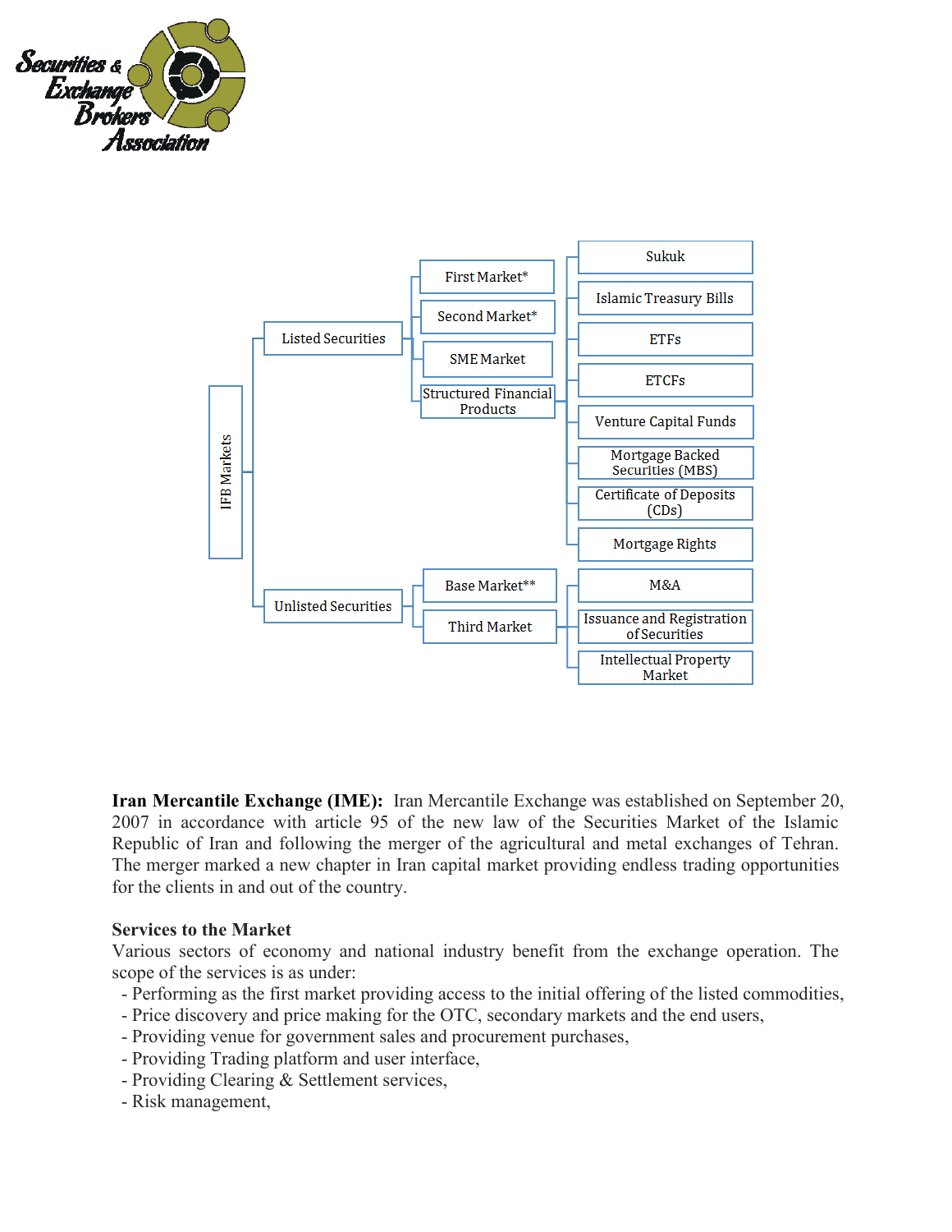Securities & Exchange Brokers Association

- IFB Markets
  - Listed Securities
    - First Market*
    - Second Market*
    - SME Market
    - Structured Financial Products
      - Sukuk
      - Islamic Treasury Bills
      - ETFs
      - ETCFs
      - Venture Capital Funds
      - Mortgage Backed Securities (MBS)
      - Certificate of Deposits (CDs)
      - Mortgage Rights
  - Unlisted Securities
    - Base Market**
    - Third Market
      - M&A
      - Issuance and Registration of Securities
      - Intellectual Property Market

**Iran Mercantile Exchange (IME):** Iran Mercantile Exchange was established on September 20, 2007 in accordance with article 95 of the new law of the Securities Market of the Islamic Republic of Iran and following the merger of the agricultural and metal exchanges of Tehran. The merger marked a new chapter in Iran capital market providing endless trading opportunities for the clients in and out of the country.

**Services to the Market**

Various sectors of economy and national industry benefit from the exchange operation. The scope of the services is as under:

- Performing as the first market providing access to the initial offering of the listed commodities,
- Price discovery and price making for the OTC, secondary markets and the end users,
- Providing venue for government sales and procurement purchases,
- Providing Trading platform and user interface,
- Providing Clearing & Settlement services,
- Risk management,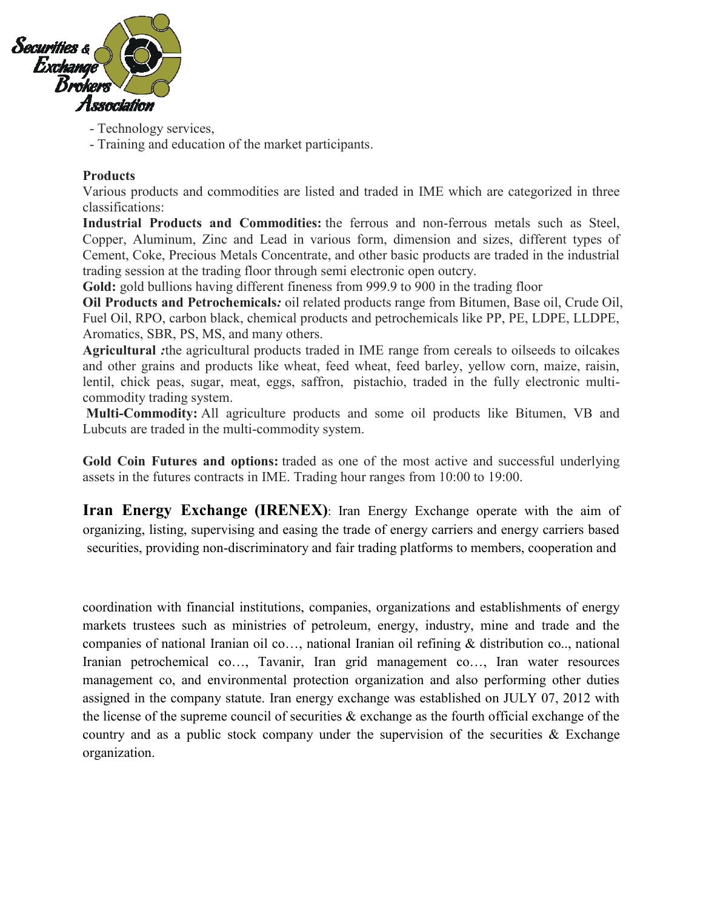- Technology services,
- Training and education of the market participants.

**Products**

Various products and commodities are listed and traded in IME which are categorized in three classifications:

**Industrial Products and Commodities:** the ferrous and non-ferrous metals such as Steel, Copper, Aluminum, Zinc and Lead in various form, dimension and sizes, different types of Cement, Coke, Precious Metals Concentrate, and other basic products are traded in the industrial trading session at the trading floor through semi electronic open outcry.

**Gold:** gold bullions having different fineness from 999.9 to 900 in the trading floor

**Oil Products and Petrochemicals*:*** oil related products range from Bitumen, Base oil, Crude Oil, Fuel Oil, RPO, carbon black, chemical products and petrochemicals like PP, PE, LDPE, LLDPE, Aromatics, SBR, PS, MS, and many others.

**Agricultural *:***the agricultural products traded in IME range from cereals to oilseeds to oilcakes and other grains and products like wheat, feed wheat, feed barley, yellow corn, maize, raisin, lentil, chick peas, sugar, meat, eggs, saffron, pistachio, traded in the fully electronic multi-commodity trading system.

**Multi-Commodity:** All agriculture products and some oil products like Bitumen, VB and Lubcuts are traded in the multi-commodity system.

**Gold Coin Futures and options:** traded as one of the most active and successful underlying assets in the futures contracts in IME. Trading hour ranges from 10:00 to 19:00.

**Iran Energy Exchange (IRENEX)**: Iran Energy Exchange operate with the aim of organizing, listing, supervising and easing the trade of energy carriers and energy carriers based securities, providing non-discriminatory and fair trading platforms to members, cooperation and coordination with financial institutions, companies, organizations and establishments of energy markets trustees such as ministries of petroleum, energy, industry, mine and trade and the companies of national Iranian oil co…, national Iranian oil refining & distribution co.., national Iranian petrochemical co…, Tavanir, Iran grid management co…, Iran water resources management co, and environmental protection organization and also performing other duties assigned in the company statute. Iran energy exchange was established on JULY 07, 2012 with the license of the supreme council of securities & exchange as the fourth official exchange of the country and as a public stock company under the supervision of the securities & Exchange organization.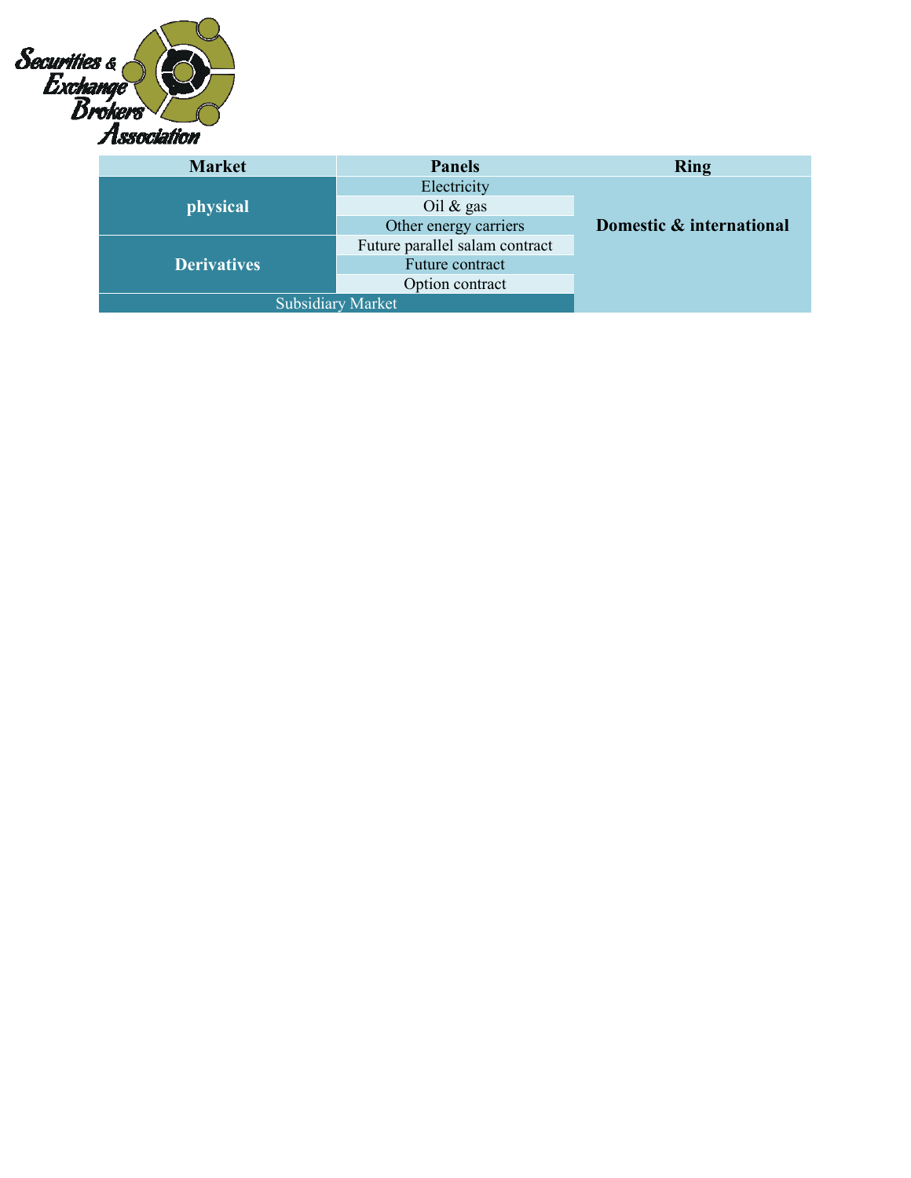| Market | Panels | Ring |
|---|---|---|
| **physical** | Electricity | **Domestic & international** |
| | Oil & gas | |
| | Other energy carriers | |
| **Derivatives** | Future parallel salam contract | |
| | Future contract | |
| | Option contract | |
| Subsidiary Market | | |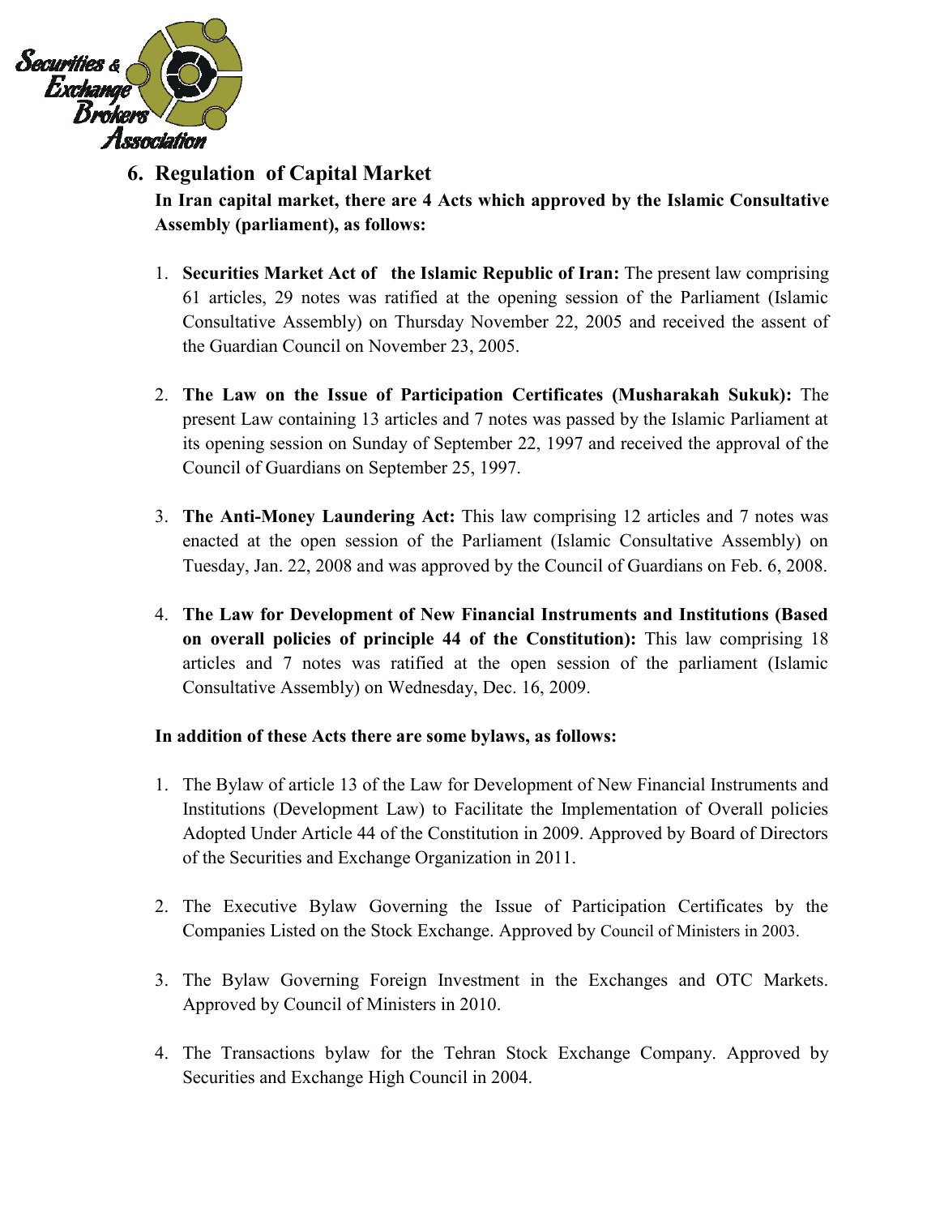## 6. Regulation of Capital Market

**In Iran capital market, there are 4 Acts which approved by the Islamic Consultative Assembly (parliament), as follows:**

1. **Securities Market Act of the Islamic Republic of Iran:** The present law comprising 61 articles, 29 notes was ratified at the opening session of the Parliament (Islamic Consultative Assembly) on Thursday November 22, 2005 and received the assent of the Guardian Council on November 23, 2005.

2. **The Law on the Issue of Participation Certificates (Musharakah Sukuk):** The present Law containing 13 articles and 7 notes was passed by the Islamic Parliament at its opening session on Sunday of September 22, 1997 and received the approval of the Council of Guardians on September 25, 1997.

3. **The Anti-Money Laundering Act:** This law comprising 12 articles and 7 notes was enacted at the open session of the Parliament (Islamic Consultative Assembly) on Tuesday, Jan. 22, 2008 and was approved by the Council of Guardians on Feb. 6, 2008.

4. **The Law for Development of New Financial Instruments and Institutions (Based on overall policies of principle 44 of the Constitution):** This law comprising 18 articles and 7 notes was ratified at the open session of the parliament (Islamic Consultative Assembly) on Wednesday, Dec. 16, 2009.

**In addition of these Acts there are some bylaws, as follows:**

1. The Bylaw of article 13 of the Law for Development of New Financial Instruments and Institutions (Development Law) to Facilitate the Implementation of Overall policies Adopted Under Article 44 of the Constitution in 2009. Approved by Board of Directors of the Securities and Exchange Organization in 2011.

2. The Executive Bylaw Governing the Issue of Participation Certificates by the Companies Listed on the Stock Exchange. Approved by Council of Ministers in 2003.

3. The Bylaw Governing Foreign Investment in the Exchanges and OTC Markets. Approved by Council of Ministers in 2010.

4. The Transactions bylaw for the Tehran Stock Exchange Company. Approved by Securities and Exchange High Council in 2004.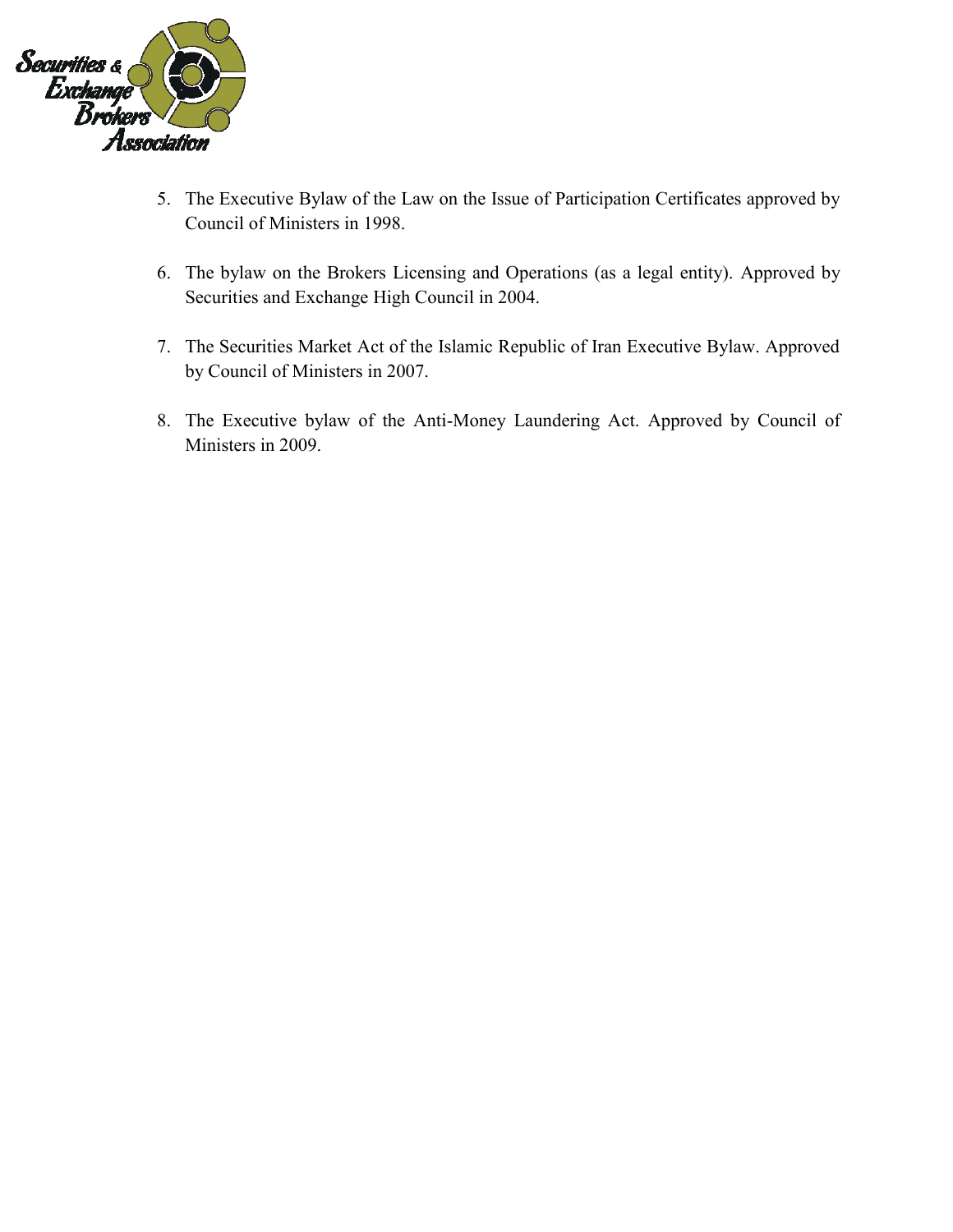5. The Executive Bylaw of the Law on the Issue of Participation Certificates approved by Council of Ministers in 1998.

6. The bylaw on the Brokers Licensing and Operations (as a legal entity). Approved by Securities and Exchange High Council in 2004.

7. The Securities Market Act of the Islamic Republic of Iran Executive Bylaw. Approved by Council of Ministers in 2007.

8. The Executive bylaw of the Anti-Money Laundering Act. Approved by Council of Ministers in 2009.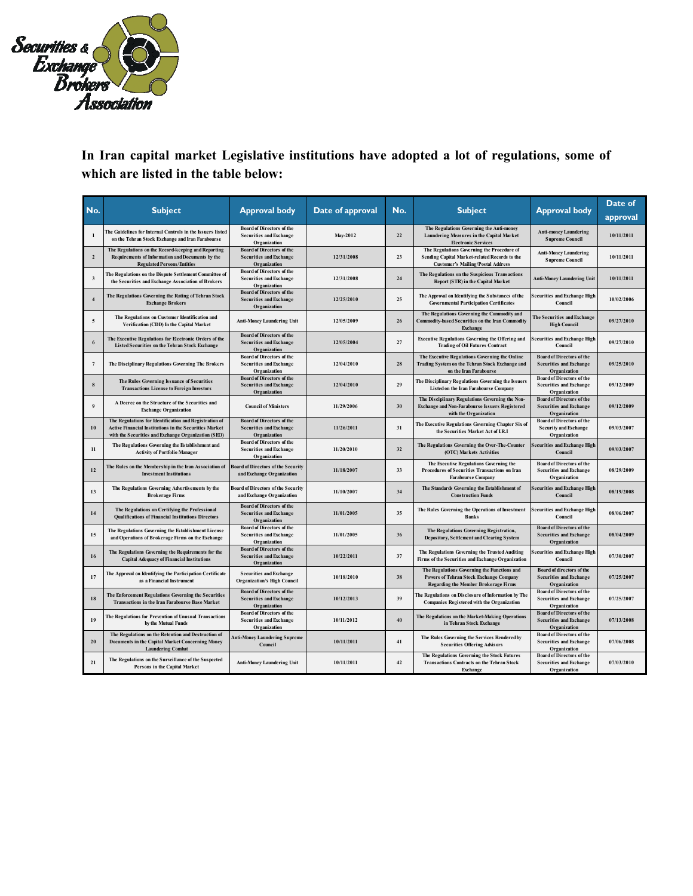**In Iran capital market Legislative institutions have adopted a lot of regulations, some of which are listed in the table below:**

| No. | Subject | Approval body | Date of approval | No. | Subject | Approval body | Date of approval |
|---|---|---|---|---|---|---|---|
| 1 | The Guidelines for Internal Controls in the Issuers listed on the Tehran Stock Exchange and Iran Farabourse | Board of Directors of the Securities and Exchange Organization | May-2012 | 22 | The Regulations Governing the Anti-money Laundering Measures in the Capital Market Electronic Services | Anti-money Laundering Supreme Council | 10/11/2011 |
| 2 | The Regulations on the Record-keeping and Reporting Requirements of Information and Documents by the Regulated Persons/Entities | Board of Directors of the Securities and Exchange Organization | 12/31/2008 | 23 | The Regulations Governing the Procedure of Sending Capital Market-related Records to the Customer's Mailing/Postal Address | Anti-Money Laundering Supreme Council | 10/11/2011 |
| 3 | The Regulations on the Dispute Settlement Committee of the Securities and Exchange Association of Brokers | Board of Directors of the Securities and Exchange Organization | 12/31/2008 | 24 | The Regulations on the Suspicious Transactions Report (STR) in the Capital Market | Anti-Money Laundering Unit | 10/11/2011 |
| 4 | The Regulations Governing the Rating of Tehran Stock Exchange Brokers | Board of Directors of the Securities and Exchange Organization | 12/25/2010 | 25 | The Approval on Identifying the Substances of the Governmental Participation Certificates | Securities and Exchange High Council | 10/02/2006 |
| 5 | The Regulations on Customer Identification and Verification (CDD) In the Capital Market | Anti-Money Laundering Unit | 12/05/2009 | 26 | The Regulations Governing the Commodity and Commodity-based Securities on the Iran Commodity Exchange | The Securities and Exchange High Council | 09/27/2010 |
| 6 | The Executive Regulations for Electronic Orders of the Listed Securities on the Tehran Stock Exchange | Board of Directors of the Securities and Exchange Organization | 12/05/2004 | 27 | Executive Regulations Governing the Offering and Trading of Oil Futures Contract | Securities and Exchange High Council | 09/27/2010 |
| 7 | The Disciplinary Regulations Governing The Brokers | Board of Directors of the Securities and Exchange Organization | 12/04/2010 | 28 | The Executive Regulations Governing the Online Trading System on the Tehran Stock Exchange and on the Iran Farabourse | Board of Directors of the Securities and Exchange Organization | 09/25/2010 |
| 8 | The Rules Governing Issuance of Securities Transactions License to Foreign Investors | Board of Directors of the Securities and Exchange Organization | 12/04/2010 | 29 | The Disciplinary Regulations Governing the Issuers Listed on the Iran Farabourse Company | Board of Directors of the Securities and Exchange Organization | 09/12/2009 |
| 9 | A Decree on the Structure of the Securities and Exchange Organization | Council of Ministers | 11/29/2006 | 30 | The Disciplinary Regulations Governing the Non-Exchange and Non-Farabourse Issuers Registered with the Organization | Board of Directors of the Securities and Exchange Organization | 09/12/2009 |
| 10 | The Regulations for Identification and Registration of Active Financial Institutions in the Securities Market with the Securities and Exchange Organization (SEO) | Board of Directors of the Securities and Exchange Organization | 11/26/2011 | 31 | The Executive Regulations Governing Chapter Six of the Securities Market Act of I.R.I | Board of Directors of the Security and Exchange Organization | 09/03/2007 |
| 11 | The Regulations Governing the Establishment and Activity of Portfolio Manager | Board of Directors of the Securities and Exchange Organization | 11/20/2010 | 32 | The Regulations Governing the Over-The-Counter (OTC) Markets Activities | Securities and Exchange High Council | 09/03/2007 |
| 12 | The Rules on the Membership in the Iran Association of Investment Institutions | Board of Directors of the Security and Exchange Organization | 11/18/2007 | 33 | The Executive Regulations Governing the Procedures of Securities Transactions on Iran Farabourse Company | Board of Directors of the Securities and Exchange Organization | 08/29/2009 |
| 13 | The Regulations Governing Advertisements by the Brokerage Firms | Board of Directors of the Security and Exchange Organization | 11/10/2007 | 34 | The Standards Governing the Establishment of Construction Funds | Securities and Exchange High Council | 08/19/2008 |
| 14 | The Regulations on Certifying the Professional Qualifications of Financial Institutions Directors | Board of Directors of the Securities and Exchange Organization | 11/01/2005 | 35 | The Rules Governing the Operations of Investment Banks | Securities and Exchange High Council | 08/06/2007 |
| 15 | The Regulations Governing the Establishment License and Operations of Brokerage Firms on the Exchange | Board of Directors of the Securities and Exchange Organization | 11/01/2005 | 36 | The Regulations Governing Registration, Depository, Settlement and Clearing System | Board of Directors of the Securities and Exchange Organization | 08/04/2009 |
| 16 | The Regulations Governing the Requirements for the Capital Adequacy of Financial Institutions | Board of Directors of the Securities and Exchange Organization | 10/22/2011 | 37 | The Regulations Governing the Trusted Auditing Firms of the Securities and Exchange Organization | Securities and Exchange High Council | 07/30/2007 |
| 17 | The Approval on Identifying the Participation Certificate as a Financial Instrument | Securities and Exchange Organization's High Council | 10/18/2010 | 38 | The Regulations Governing the Functions and Powers of Tehran Stock Exchange Company Regarding the Member Brokerage Firms | Board of directors of the Securities and Exchange Organization | 07/25/2007 |
| 18 | The Enforcement Regulations Governing the Securities Transactions in the Iran Farabourse Base Market | Board of Directors of the Securities and Exchange Organization | 10/12/2013 | 39 | The Regulations on Disclosure of Information by The Companies Registered with the Organization | Board of Directors of the Securities and Exchange Organization | 07/25/2007 |
| 19 | The Regulations for Prevention of Unusual Transactions by the Mutual Funds | Board of Directors of the Securities and Exchange Organization | 10/11/2012 | 40 | The Regulations on the Market-Making Operations in Tehran Stock Exchange | Board of Directors of the Securities and Exchange Organization | 07/13/2008 |
| 20 | The Regulations on the Retention and Destruction of Documents in the Capital Market Concerning Money Laundering Combat | Anti-Money Laundering Supreme Council | 10/11/2011 | 41 | The Rules Governing the Services Rendered by Securities Offering Advisors | Board of Directors of the Securities and Exchange Organization | 07/06/2008 |
| 21 | The Regulations on the Surveillance of the Suspected Persons in the Capital Market | Anti-Money Laundering Unit | 10/11/2011 | 42 | The Regulations Governing the Stock Futures Transactions Contracts on the Tehran Stock Exchange | Board of Directors of the Securities and Exchange Organization | 07/03/2010 |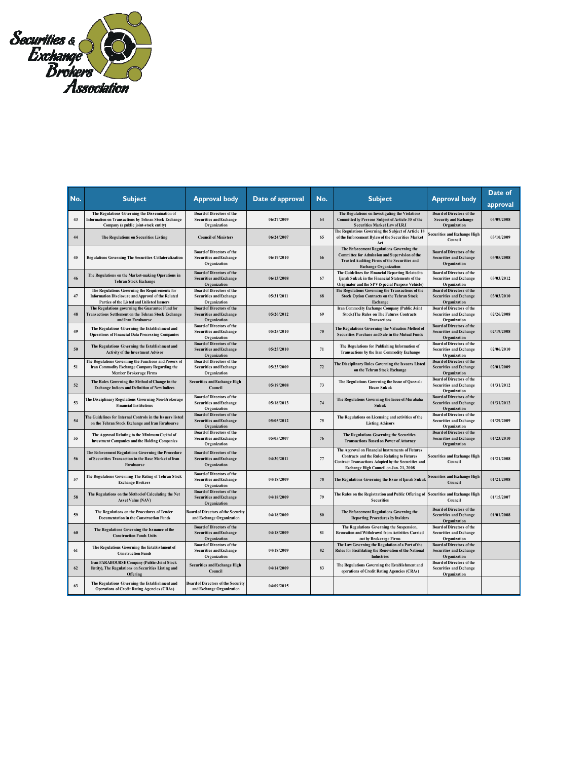| No. | Subject | Approval body | Date of approval | No. | Subject | Approval body | Date of approval |
|---|---|---|---|---|---|---|---|
| 43 | The Regulations Governing the Dissemination of Information on Transactions by Tehran Stock Exchange Company (a public joint-stock entity) | Board of Directors of the Securities and Exchange Organization | 06/27/2009 | 64 | The Regulations on Investigating the Violations Committed by Persons Subject of Article 35 of the Securities Market Law of I.R.I | Board of Directors of the Security and Exchange Organization | 04/09/2008 |
| 44 | The Regulations on Securities Listing | Council of Ministers | 06/24/2007 | 65 | The Regulations Governing the Subject of Article 18 of the Enforcement Bylaw of the Securities Market Act | Securities and Exchange High Council | 03/10/2009 |
| 45 | Regulations Governing The Securities Collateralization | Board of Directors of the Securities and Exchange Organization | 06/19/2010 | 66 | The Enforcement Regulations Governing the Committee for Admission and Supervision of the Trusted Auditing Firms of the Securities and Exchange Organization | Board of Directors of the Securities and Exchange Organization | 03/05/2008 |
| 46 | The Regulations on the Market-making Operations in Tehran Stock Exchange | Board of Directors of the Securities and Exchange Organization | 06/13/2008 | 67 | The Guidelines for Financial Reporting Related to Ijarah Sukuk in the Financial Statements of the Originator and the SPV (Special Purpose Vehicle) | Board of Directors of the Securities and Exchange Organization | 03/03/2012 |
| 47 | The Regulations Governing the Requirements for Information Disclosure and Approval of the Related Parties of the Listed and Unlisted Issuers | Board of Directors of the Securities and Exchange Organization | 05/31/2011 | 68 | The Regulations Governing the Transactions of the Stock Option Contracts on the Tehran Stock Exchange | Board of Directors of the Securities and Exchange Organization | 03/03/2010 |
| 48 | The Regulations governing the Guarantee Fund for Transactions Settlement on the Tehran Stock Exchange and Iran Farabourse | Board of Directors of the Securities and Exchange Organization | 05/26/2012 | 69 | Iran Commodity Exchange Company (Public Joint Stock)The Rules on The Futures Contracts Transactions | Board of Directors of the Securities and Exchange Organization | 02/26/2008 |
| 49 | The Regulations Governing the Establishment and Operations of Financial Data Processing Companies | Board of Directors of the Securities and Exchange Organization | 05/25/2010 | 70 | The Regulations Governing the Valuation Method of Securities Purchase and Sale in the Mutual Funds | Board of Directors of the Securities and Exchange Organization | 02/19/2008 |
| 50 | The Regulations Governing the Establishment and Activity of the Investment Advisor | Board of Directors of the Securities and Exchange Organization | 05/25/2010 | 71 | The Regulations for Publishing Information of Transactions by the Iran Commodity Exchange | Board of Directors of the Securities and Exchange Organization | 02/06/2010 |
| 51 | The Regulations Governing the Functions and Powers of Iran Commodity Exchange Company Regarding the Member Brokerage Firms | Board of Directors of the Securities and Exchange Organization | 05/23/2009 | 72 | The Disciplinary Rules Governing the Issuers Listed on the Tehran Stock Exchange | Board of Directors of the Securities and Exchange Organization | 02/01/2009 |
| 52 | The Rules Governing the Method of Change in the Exchange Indices and Definition of New Indices | Securities and Exchange High Council | 05/19/2008 | 73 | The Regulations Governing the Issue of Qarz-al-Hasan Sukuk | Board of Directors of the Securities and Exchange Organization | 01/31/2012 |
| 53 | The Disciplinary Regulations Governing Non-Brokerage Financial Institutions | Board of Directors of the Securities and Exchange Organization | 05/18/2013 | 74 | The Regulations Governing the Issue of Murabaha Sukuk | Board of Directors of the Securities and Exchange Organization | 01/31/2012 |
| 54 | The Guidelines for Internal Controls in the Issuers listed on the Tehran Stock Exchange and Iran Farabourse | Board of Directors of the Securities and Exchange Organization | 05/05/2012 | 75 | The Regulations on Licensing and activities of the Listing Advisors | Board of Directors of the Securities and Exchange Organization | 01/29/2009 |
| 55 | The Approval Relating to the Minimum Capital of Investment Companies and the Holding Companies | Board of Directors of the Securities and Exchange Organization | 05/05/2007 | 76 | The Regulations Governing the Securities Transactions Based on Power of Attorney | Board of Directors of the Securities and Exchange Organization | 01/23/2010 |
| 56 | The Enforcement Regulations Governing the Procedure of Securities Transaction in the Base Market of Iran Farabourse | Board of Directors of the Securities and Exchange Organization | 04/30/2011 | 77 | The Approval on Financial Instruments of Futures Contracts and the Rules Relating to Futures Contract Transactions Adopted by the Securities and Exchange High Council on Jan. 21, 2008 | Securities and Exchange High Council | 01/21/2008 |
| 57 | The Regulations Governing The Rating of Tehran Stock Exchange Brokers | Board of Directors of the Securities and Exchange Organization | 04/18/2009 | 78 | The Regulations Governing the Issue of Ijarah Sukuk | Securities and Exchange High Council | 01/21/2008 |
| 58 | The Regulations on the Method of Calculating the Net Asset Value (NAV) | Board of Directors of the Securities and Exchange Organization | 04/18/2009 | 79 | The Rules on the Registration and Public Offering of Securities | Securities and Exchange High Council | 01/15/2007 |
| 59 | The Regulations on the Procedures of Tender Documentation in the Construction Funds | Board of Directors of the Security and Exchange Organization | 04/18/2009 | 80 | The Enforcement Regulations Governing the Reporting Procedures by Insiders | Board of Directors of the Securities and Exchange Organization | 01/01/2008 |
| 60 | The Regulations Governing the Issuance of the Construction Funds Units | Board of Directors of the Securities and Exchange Organization | 04/18/2009 | 81 | The Regulations Governing the Suspension, Revocation and Withdrawal from Activities Carried out by Brokerage Firms | Board of Directors of the Securities and Exchange Organization | |
| 61 | The Regulations Governing the Establishment of Construction Funds | Board of Directors of the Securities and Exchange Organization | 04/18/2009 | 82 | The Law Governing the Regulation of a Part of the Rules for Facilitating the Renovation of the National Industries | Board of Directors of the Securities and Exchange Organization | |
| 62 | Iran FARABOURSE Company (Public-Joint Stock Entity), The Regulations on Securities Listing and Offering | Securities and Exchange High Council | 04/14/2009 | 83 | The Regulations Governing the Establishment and operations of Credit Rating Agencies (CRAs) | Board of Directors of the Securities and Exchange Organization | |
| 63 | The Regulations Governing the Establishment and Operations of Credit Rating Agencies (CRAs) | Board of Directors of the Security and Exchange Organization | 04/09/2015 | | | | |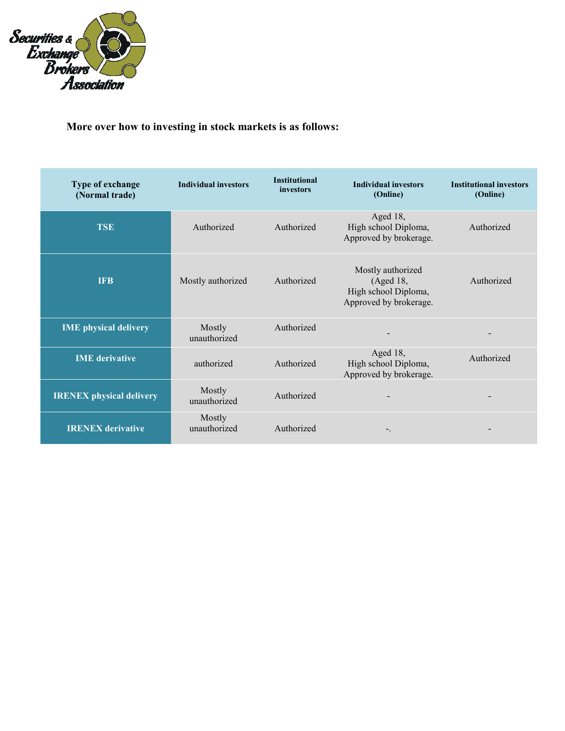**More over how to investing in stock markets is as follows:**

| Type of exchange (Normal trade) | Individual investors | Institutional investors | Individual investors (Online) | Institutional investors (Online) |
|---|---|---|---|---|
| **TSE** | Authorized | Authorized | Aged 18, High school Diploma, Approved by brokerage. | Authorized |
| **IFB** | Mostly authorized | Authorized | Mostly authorized (Aged 18, High school Diploma, Approved by brokerage. | Authorized |
| **IME physical delivery** | Mostly unauthorized | Authorized | - | - |
| **IME derivative** | authorized | Authorized | Aged 18, High school Diploma, Approved by brokerage. | Authorized |
| **IRENEX physical delivery** | Mostly unauthorized | Authorized | - | - |
| **IRENEX derivative** | Mostly unauthorized | Authorized | -. | - |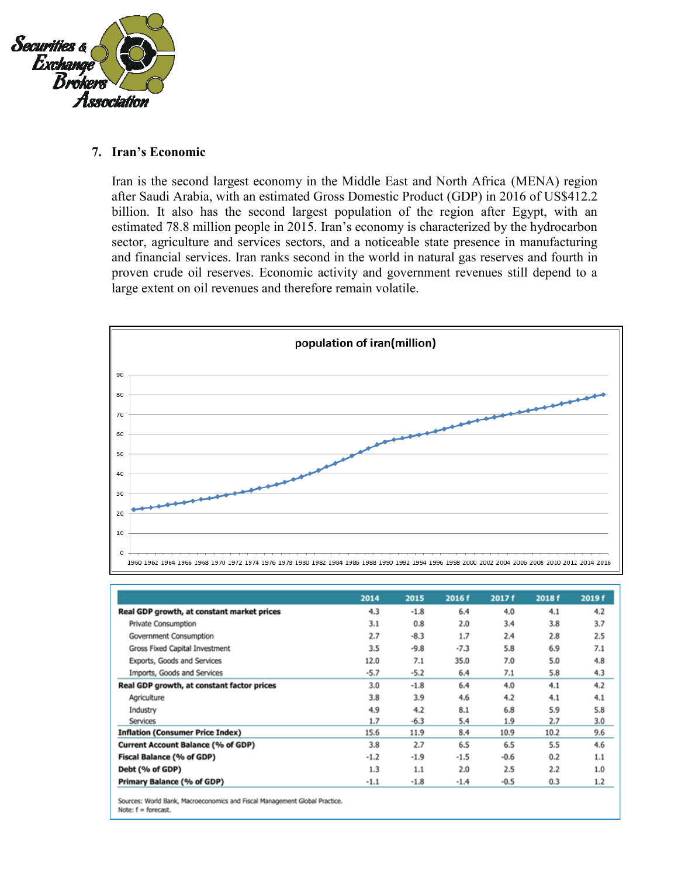## 7. Iran's Economic

Iran is the second largest economy in the Middle East and North Africa (MENA) region after Saudi Arabia, with an estimated Gross Domestic Product (GDP) in 2016 of US$412.2 billion. It also has the second largest population of the region after Egypt, with an estimated 78.8 million people in 2015. Iran's economy is characterized by the hydrocarbon sector, agriculture and services sectors, and a noticeable state presence in manufacturing and financial services. Iran ranks second in the world in natural gas reserves and fourth in proven crude oil reserves. Economic activity and government revenues still depend to a large extent on oil revenues and therefore remain volatile.

population of iran(million)

0 10 20 30 40 50 60 70 80 90

1960 1962 1964 1966 1968 1970 1972 1974 1976 1978 1980 1982 1984 1986 1988 1990 1992 1994 1996 1998 2000 2002 2004 2006 2008 2010 2012 2014 2016

| | 2014 | 2015 | 2016 f | 2017 f | 2018 f | 2019 f |
|---|---|---|---|---|---|---|
| **Real GDP growth, at constant market prices** | 4.3 | -1.8 | 6.4 | 4.0 | 4.1 | 4.2 |
| Private Consumption | 3.1 | 0.8 | 2.0 | 3.4 | 3.8 | 3.7 |
| Government Consumption | 2.7 | -8.3 | 1.7 | 2.4 | 2.8 | 2.5 |
| Gross Fixed Capital Investment | 3.5 | -9.8 | -7.3 | 5.8 | 6.9 | 7.1 |
| Exports, Goods and Services | 12.0 | 7.1 | 35.0 | 7.0 | 5.0 | 4.8 |
| Imports, Goods and Services | -5.7 | -5.2 | 6.4 | 7.1 | 5.8 | 4.3 |
| **Real GDP growth, at constant factor prices** | 3.0 | -1.8 | 6.4 | 4.0 | 4.1 | 4.2 |
| Agriculture | 3.8 | 3.9 | 4.6 | 4.2 | 4.1 | 4.1 |
| Industry | 4.9 | 4.2 | 8.1 | 6.8 | 5.9 | 5.8 |
| Services | 1.7 | -6.3 | 5.4 | 1.9 | 2.7 | 3.0 |
| **Inflation (Consumer Price Index)** | 15.6 | 11.9 | 8.4 | 10.9 | 10.2 | 9.6 |
| **Current Account Balance (% of GDP)** | 3.8 | 2.7 | 6.5 | 6.5 | 5.5 | 4.6 |
| **Fiscal Balance (% of GDP)** | -1.2 | -1.9 | -1.5 | -0.6 | 0.2 | 1.1 |
| **Debt (% of GDP)** | 1.3 | 1.1 | 2.0 | 2.5 | 2.2 | 1.0 |
| **Primary Balance (% of GDP)** | -1.1 | -1.8 | -1.4 | -0.5 | 0.3 | 1.2 |

Sources: World Bank, Macroeconomics and Fiscal Management Global Practice.
Note: f = forecast.